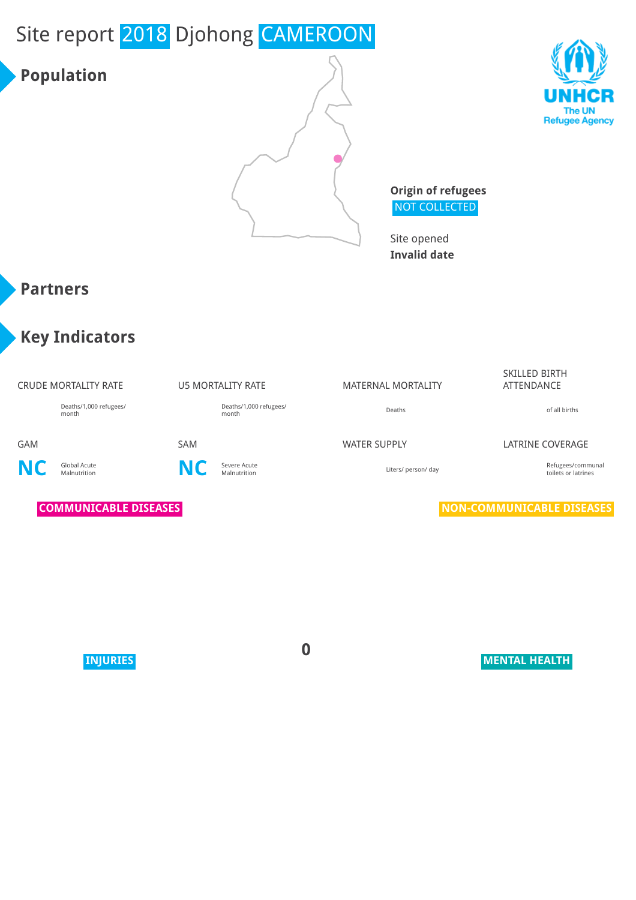# Site report 2018 Djohong CAMEROON

## Population

UNHCR
The UN Refugee Agency

**Origin of refugees**
NOT COLLECTED

Site opened
**Invalid date**

## Partners

## Key Indicators

CRUDE MORTALITY RATE
Deaths/1,000 refugees/ month

U5 MORTALITY RATE
Deaths/1,000 refugees/ month

MATERNAL MORTALITY
Deaths

SKILLED BIRTH ATTENDANCE
of all births

GAM
**NC** Global Acute Malnutrition

SAM
**NC** Severe Acute Malnutrition

WATER SUPPLY
Liters/ person/ day

LATRINE COVERAGE
Refugees/communal toilets or latrines

COMMUNICABLE DISEASES

NON-COMMUNICABLE DISEASES

**0**

INJURIES

MENTAL HEALTH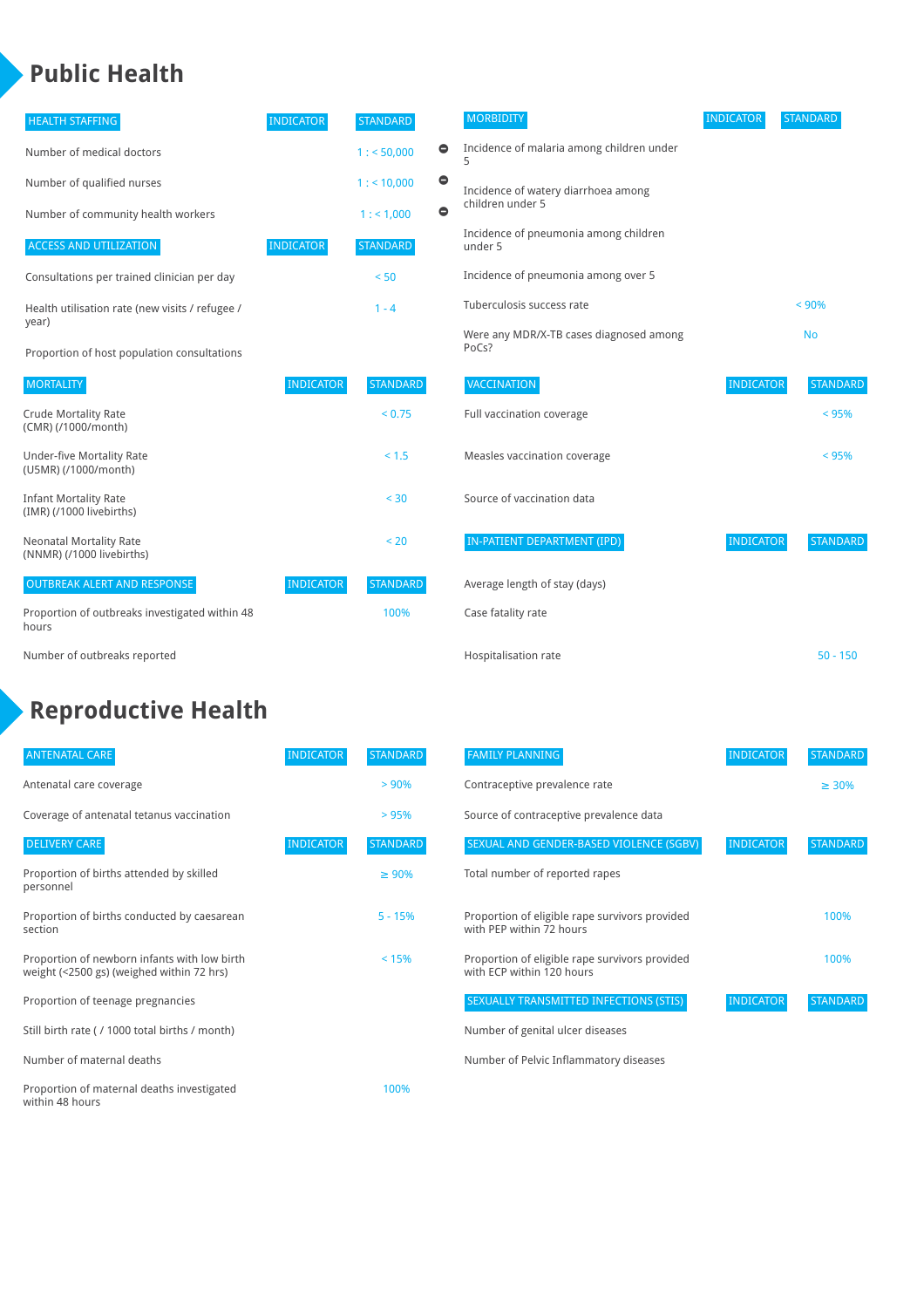# Public Health

| HEALTH STAFFING | INDICATOR | STANDARD | |
|---|---|---|---|
| Number of medical doctors | | 1 : < 50,000 | ⊖ |
| Number of qualified nurses | | 1 : < 10,000 | ⊖ |
| Number of community health workers | | 1 : < 1,000 | ⊖ |

| ACCESS AND UTILIZATION | INDICATOR | STANDARD |
|---|---|---|
| Consultations per trained clinician per day | | < 50 |
| Health utilisation rate (new visits / refugee / year) | | 1 - 4 |
| Proportion of host population consultations | | |

| MORTALITY | INDICATOR | STANDARD |
|---|---|---|
| Crude Mortality Rate (CMR) (/1000/month) | | < 0.75 |
| Under-five Mortality Rate (U5MR) (/1000/month) | | < 1.5 |
| Infant Mortality Rate (IMR) (/1000 livebirths) | | < 30 |
| Neonatal Mortality Rate (NNMR) (/1000 livebirths) | | < 20 |

| OUTBREAK ALERT AND RESPONSE | INDICATOR | STANDARD |
|---|---|---|
| Proportion of outbreaks investigated within 48 hours | | 100% |
| Number of outbreaks reported | | |

| MORBIDITY | INDICATOR | STANDARD |
|---|---|---|
| Incidence of malaria among children under 5 | | |
| Incidence of watery diarrhoea among children under 5 | | |
| Incidence of pneumonia among children under 5 | | |
| Incidence of pneumonia among over 5 | | |
| Tuberculosis success rate | | < 90% |
| Were any MDR/X-TB cases diagnosed among PoCs? | | No |

| VACCINATION | INDICATOR | STANDARD |
|---|---|---|
| Full vaccination coverage | | < 95% |
| Measles vaccination coverage | | < 95% |
| Source of vaccination data | | |

| IN-PATIENT DEPARTMENT (IPD) | INDICATOR | STANDARD |
|---|---|---|
| Average length of stay (days) | | |
| Case fatality rate | | |
| Hospitalisation rate | | 50 - 150 |

# Reproductive Health

| ANTENATAL CARE | INDICATOR | STANDARD |
|---|---|---|
| Antenatal care coverage | | > 90% |
| Coverage of antenatal tetanus vaccination | | > 95% |

| DELIVERY CARE | INDICATOR | STANDARD |
|---|---|---|
| Proportion of births attended by skilled personnel | | ≥ 90% |
| Proportion of births conducted by caesarean section | | 5 - 15% |
| Proportion of newborn infants with low birth weight (<2500 gs) (weighed within 72 hrs) | | < 15% |
| Proportion of teenage pregnancies | | |
| Still birth rate ( / 1000 total births / month) | | |
| Number of maternal deaths | | |
| Proportion of maternal deaths investigated within 48 hours | | 100% |

| FAMILY PLANNING | INDICATOR | STANDARD |
|---|---|---|
| Contraceptive prevalence rate | | ≥ 30% |
| Source of contraceptive prevalence data | | |

| SEXUAL AND GENDER-BASED VIOLENCE (SGBV) | INDICATOR | STANDARD |
|---|---|---|
| Total number of reported rapes | | |
| Proportion of eligible rape survivors provided with PEP within 72 hours | | 100% |
| Proportion of eligible rape survivors provided with ECP within 120 hours | | 100% |

| SEXUALLY TRANSMITTED INFECTIONS (STIS) | INDICATOR | STANDARD |
|---|---|---|
| Number of genital ulcer diseases | | |
| Number of Pelvic Inflammatory diseases | | |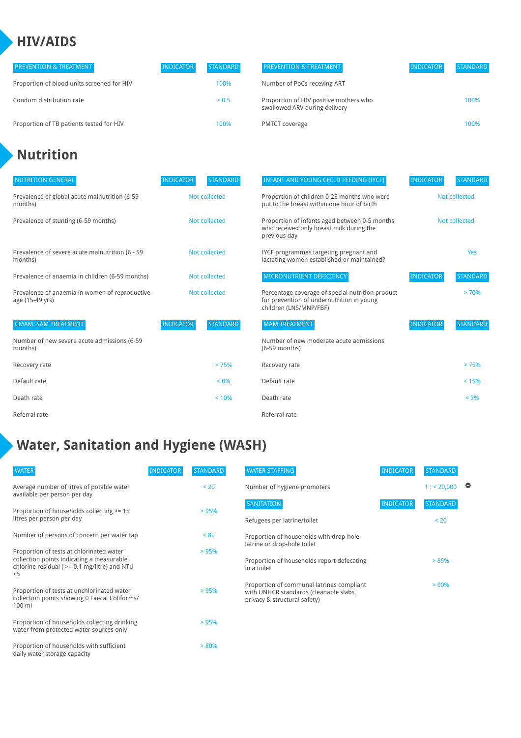# HIV/AIDS

| PREVENTION & TREATMENT | INDICATOR | STANDARD |
| --- | --- | --- |
| Proportion of blood units screened for HIV | | 100% |
| Condom distribution rate | | > 0.5 |
| Proportion of TB patients tested for HIV | | 100% |

| PREVENTION & TREATMENT | INDICATOR | STANDARD |
| --- | --- | --- |
| Number of PoCs receving ART | | |
| Proportion of HIV positive mothers who swallowed ARV during delivery | | 100% |
| PMTCT coverage | | 100% |

# Nutrition

| NUTRITION GENERAL | INDICATOR | STANDARD |
| --- | --- | --- |
| Prevalence of global acute malnutrition (6-59 months) | Not collected | |
| Prevalence of stunting (6-59 months) | Not collected | |
| Prevalence of severe acute malnutrition (6 - 59 months) | Not collected | |
| Prevalence of anaemia in children (6-59 months) | Not collected | |
| Prevalence of anaemia in women of reproductive age (15-49 yrs) | Not collected | |

| INFANT AND YOUNG CHILD FEEDING (IYCF) | INDICATOR | STANDARD |
| --- | --- | --- |
| Proportion of children 0-23 months who were put to the breast within one hour of birth | Not collected | |
| Proportion of infants aged between 0-5 months who received only breast milk during the previous day | Not collected | |
| IYCF programmes targeting pregnant and lactating women established or maintained? | | Yes |

| MICRONUTRIENT DEFICIENCY | INDICATOR | STANDARD |
| --- | --- | --- |
| Percentage coverage of special nutrition product for prevention of undernutrition in young children (LNS/MNP/FBF) | | > 70% |

| CMAM: SAM TREATMENT | INDICATOR | STANDARD |
| --- | --- | --- |
| Number of new severe acute admissions (6-59 months) | | |
| Recovery rate | | > 75% |
| Default rate | | < 0% |
| Death rate | | < 10% |
| Referral rate | | |

| MAM TREATMENT | INDICATOR | STANDARD |
| --- | --- | --- |
| Number of new moderate acute admissions (6-59 months) | | |
| Recovery rate | | > 75% |
| Default rate | | < 15% |
| Death rate | | < 3% |
| Referral rate | | |

# Water, Sanitation and Hygiene (WASH)

| WATER | INDICATOR | STANDARD |
| --- | --- | --- |
| Average number of litres of potable water available per person per day | | < 20 |
| Proportion of households collecting >= 15 litres per person per day | | > 95% |
| Number of persons of concern per water tap | | < 80 |
| Proportion of tests at chlorinated water collection points indicating a measurable chlorine residual ( >= 0.1 mg/litre) and NTU <5 | | > 95% |
| Proportion of tests at unchlorinated water collection points showing 0 Faecal Coliforms/ 100 ml | | > 95% |
| Proportion of households collecting drinking water from protected water sources only | | > 95% |
| Proportion of households with sufficient daily water storage capacity | | > 80% |

| WATER STAFFING | INDICATOR | STANDARD |
| --- | --- | --- |
| Number of hygiene promoters | | 1 : < 20,000 |

| SANITATION | INDICATOR | STANDARD |
| --- | --- | --- |
| Refugees per latrine/toilet | | < 20 |
| Proportion of households with drop-hole latrine or drop-hole toilet | | |
| Proportion of households report defecating in a toilet | | > 85% |
| Proportion of communal latrines compliant with UNHCR standards (cleanable slabs, privacy & structural safety) | | > 90% |